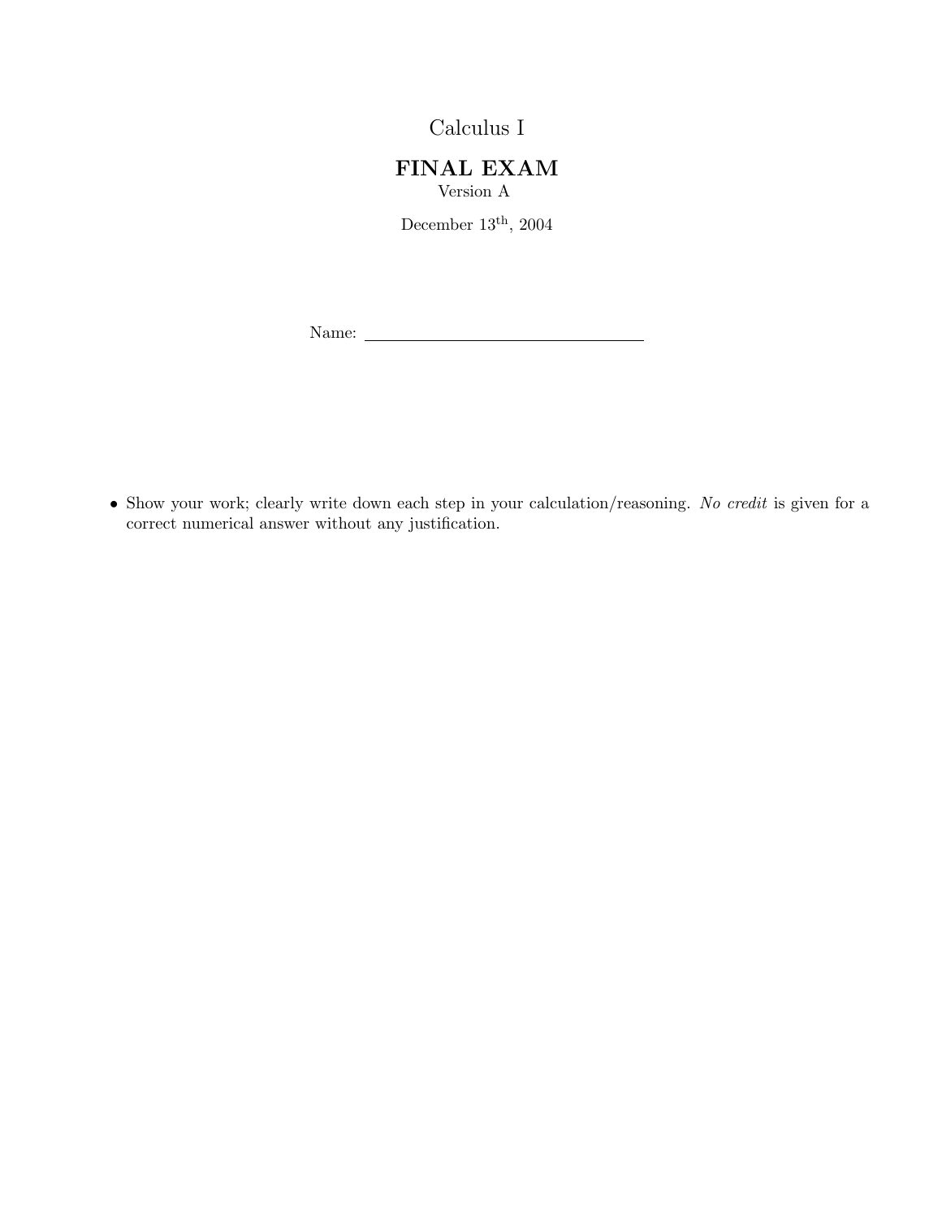# Calculus I

## FINAL EXAM

Version A

December 13th, 2004

Name: ______________________________

- Show your work; clearly write down each step in your calculation/reasoning. *No credit* is given for a correct numerical answer without any justification.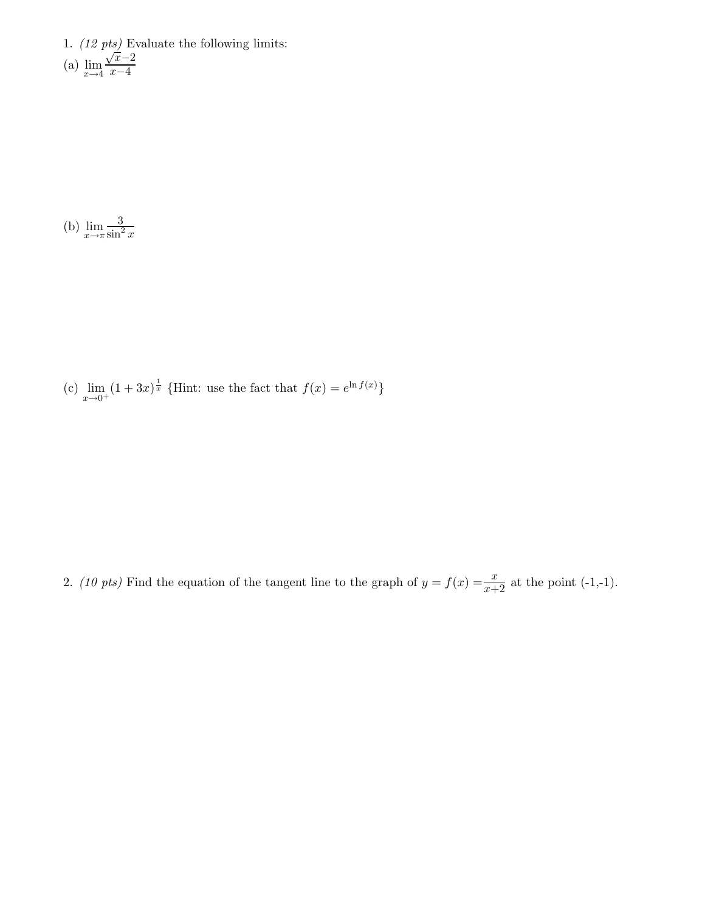1. *(12 pts)* Evaluate the following limits:

(a) $\lim_{x \to 4} \frac{\sqrt{x}-2}{x-4}$

(b) $\lim_{x \to \pi} \frac{3}{\sin^2 x}$

(c) $\lim_{x \to 0^+} (1+3x)^{\frac{1}{x}}$ {Hint: use the fact that $f(x) = e^{\ln f(x)}$}

2. *(10 pts)* Find the equation of the tangent line to the graph of $y = f(x) = \frac{x}{x+2}$ at the point (-1,-1).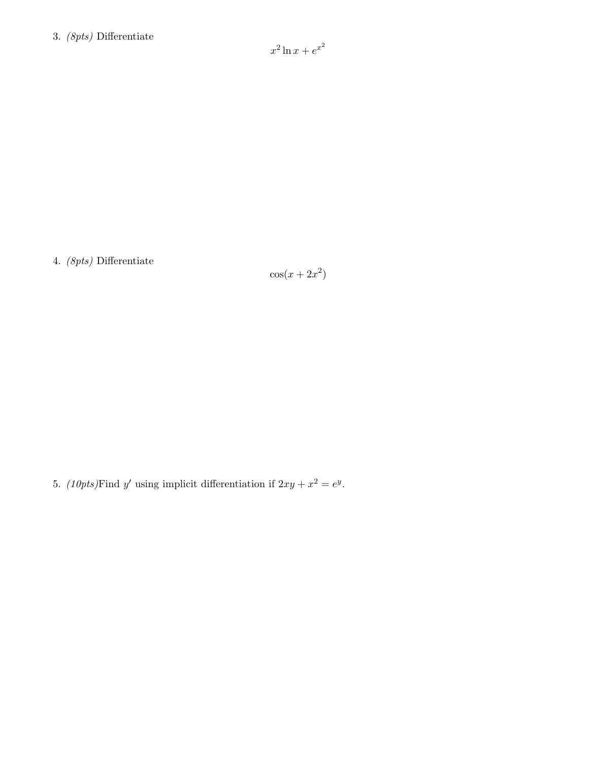3. *(8pts)* Differentiate

$$x^2 \ln x + e^{x^2}$$

4. *(8pts)* Differentiate

$$\cos(x + 2x^2)$$

5. *(10pts)* Find $y'$ using implicit differentiation if $2xy + x^2 = e^y$.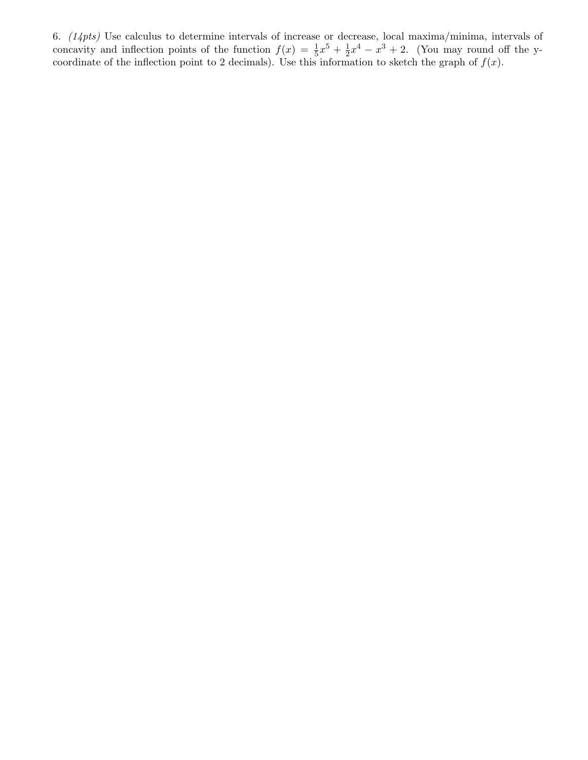6. *(14pts)* Use calculus to determine intervals of increase or decrease, local maxima/minima, intervals of concavity and inflection points of the function $f(x) = \frac{1}{5}x^5 + \frac{1}{2}x^4 - x^3 + 2$. (You may round off the y-coordinate of the inflection point to 2 decimals). Use this information to sketch the graph of $f(x)$.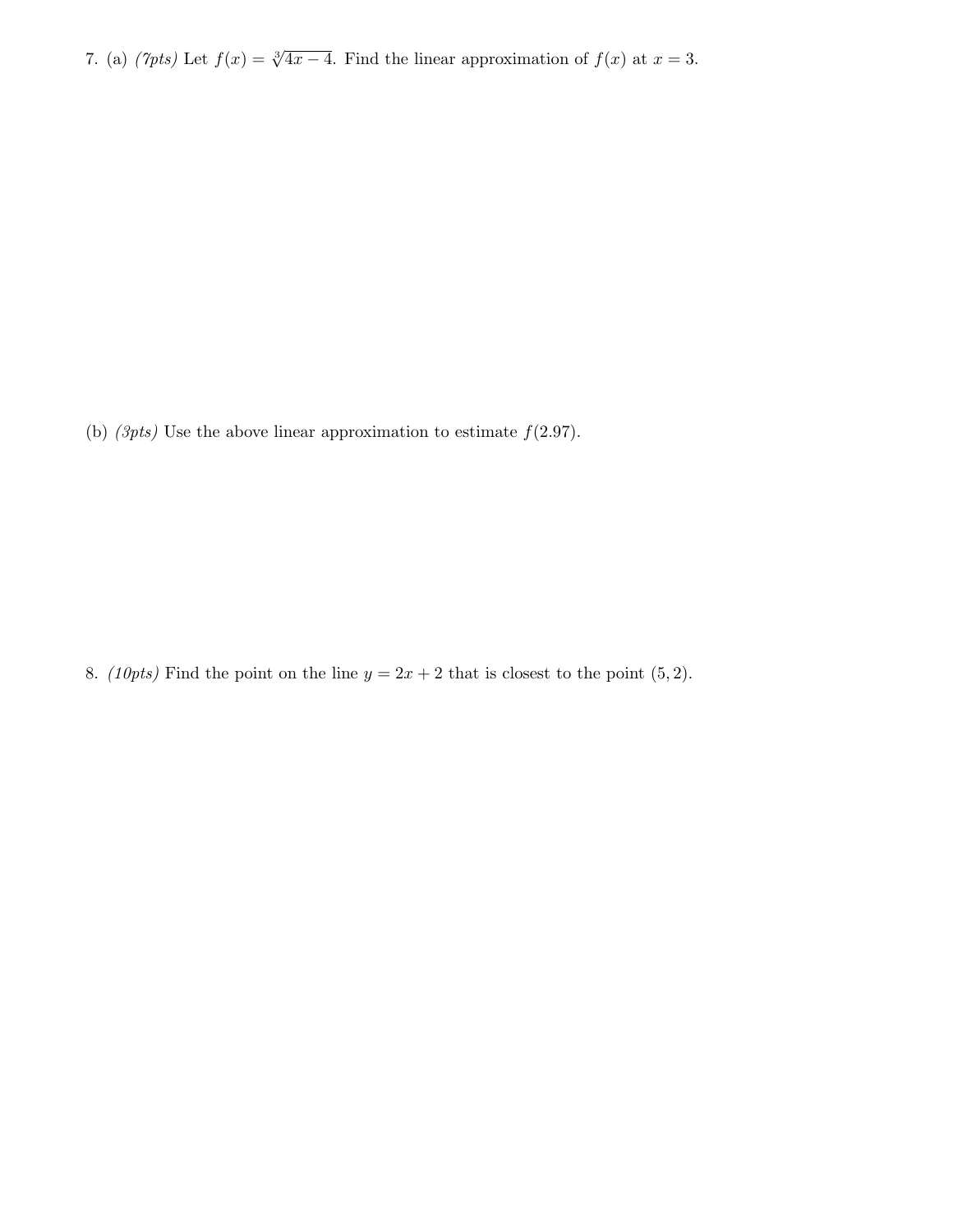7. (a) *(7pts)* Let $f(x) = \sqrt[3]{4x-4}$. Find the linear approximation of $f(x)$ at $x = 3$.

(b) *(3pts)* Use the above linear approximation to estimate $f(2.97)$.

8. *(10pts)* Find the point on the line $y = 2x + 2$ that is closest to the point $(5, 2)$.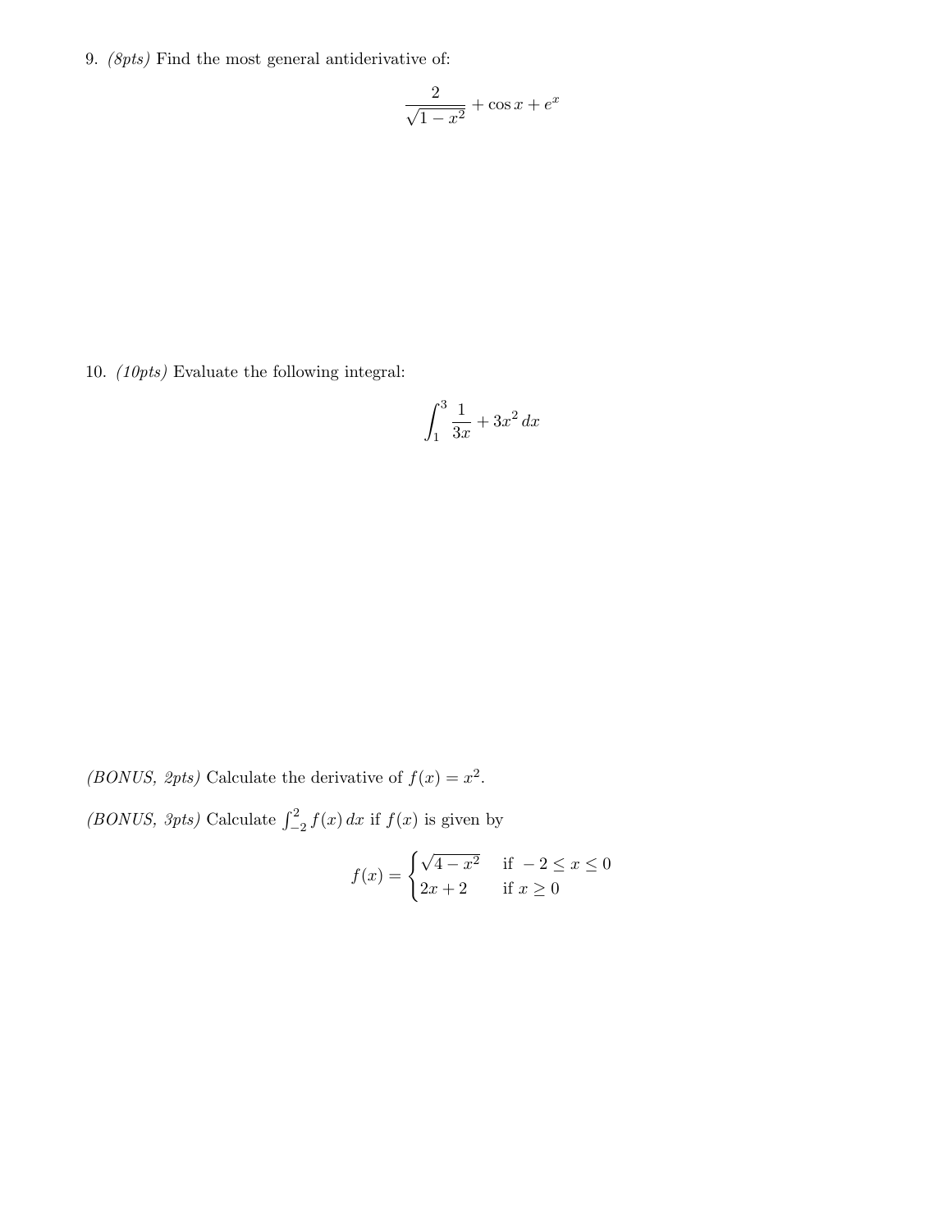9. *(8pts)* Find the most general antiderivative of:

$$\frac{2}{\sqrt{1-x^2}} + \cos x + e^x$$

10. *(10pts)* Evaluate the following integral:

$$\int_1^3 \frac{1}{3x} + 3x^2 \, dx$$

*(BONUS, 2pts)* Calculate the derivative of $f(x) = x^2$.

*(BONUS, 3pts)* Calculate $\int_{-2}^{2} f(x)\, dx$ if $f(x)$ is given by

$$f(x) = \begin{cases} \sqrt{4-x^2} & \text{if } -2 \leq x \leq 0 \\ 2x+2 & \text{if } x \geq 0 \end{cases}$$